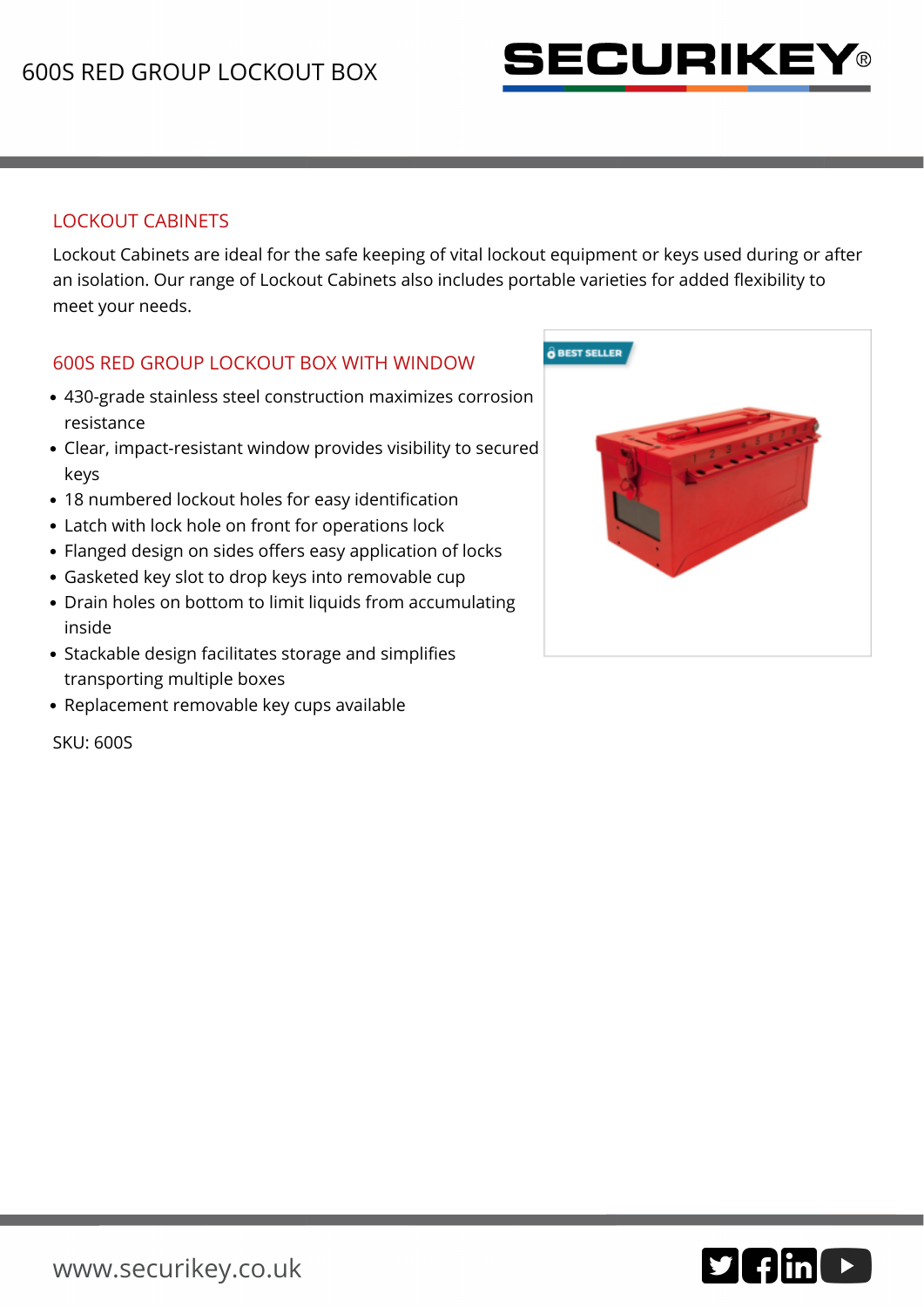# 600S RED GROUP LOCKOUT BOX

## LOCKOUT CABINETS

Lockout Cabinets are ideal for the safe keeping of vital lockout equipment or keys used during or after an isolation. Our range of Lockout Cabinets also includes portable varieties for added flexibility to meet your needs.

## 600S RED GROUP LOCKOUT BOX WITH WINDOW

- 430-grade stainless steel construction maximizes corrosion resistance
- Clear, impact-resistant window provides visibility to secured keys
- 18 numbered lockout holes for easy identification
- Latch with lock hole on front for operations lock
- Flanged design on sides offers easy application of locks
- Gasketed key slot to drop keys into removable cup
- Drain holes on bottom to limit liquids from accumulating inside
- Stackable design facilitates storage and simplifies transporting multiple boxes
- Replacement removable key cups available

SKU: 600S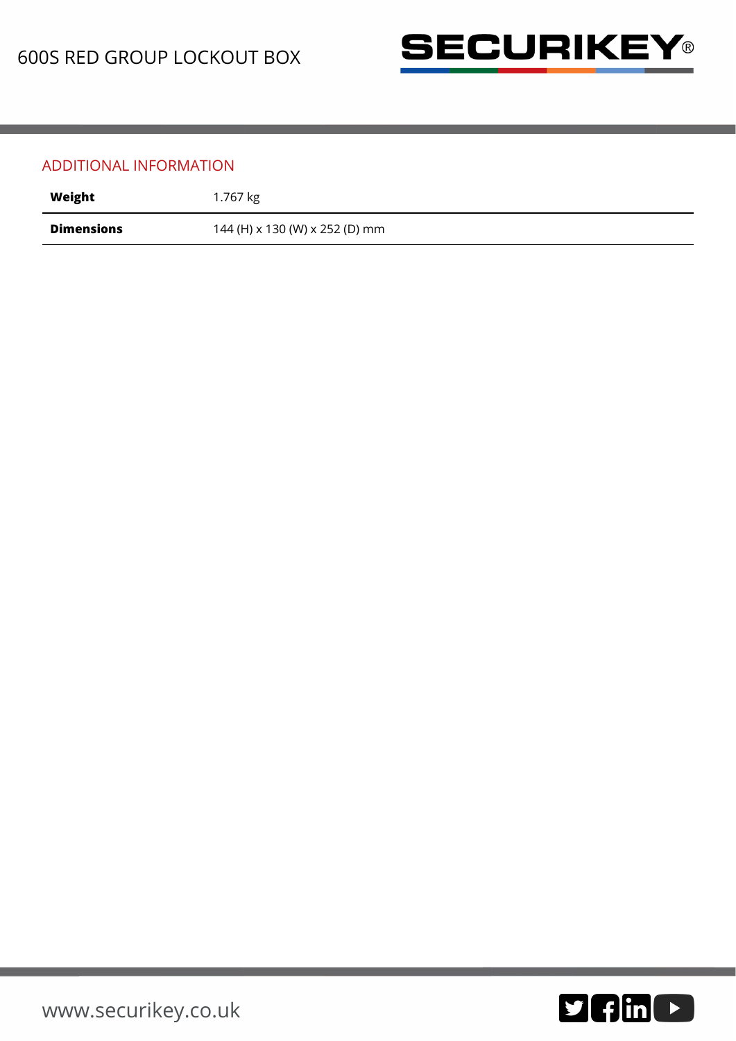## ADDITIONAL INFORMATION

| | |
|---|---|
| **Weight** | 1.767 kg |
| **Dimensions** | 144 (H) x 130 (W) x 252 (D) mm |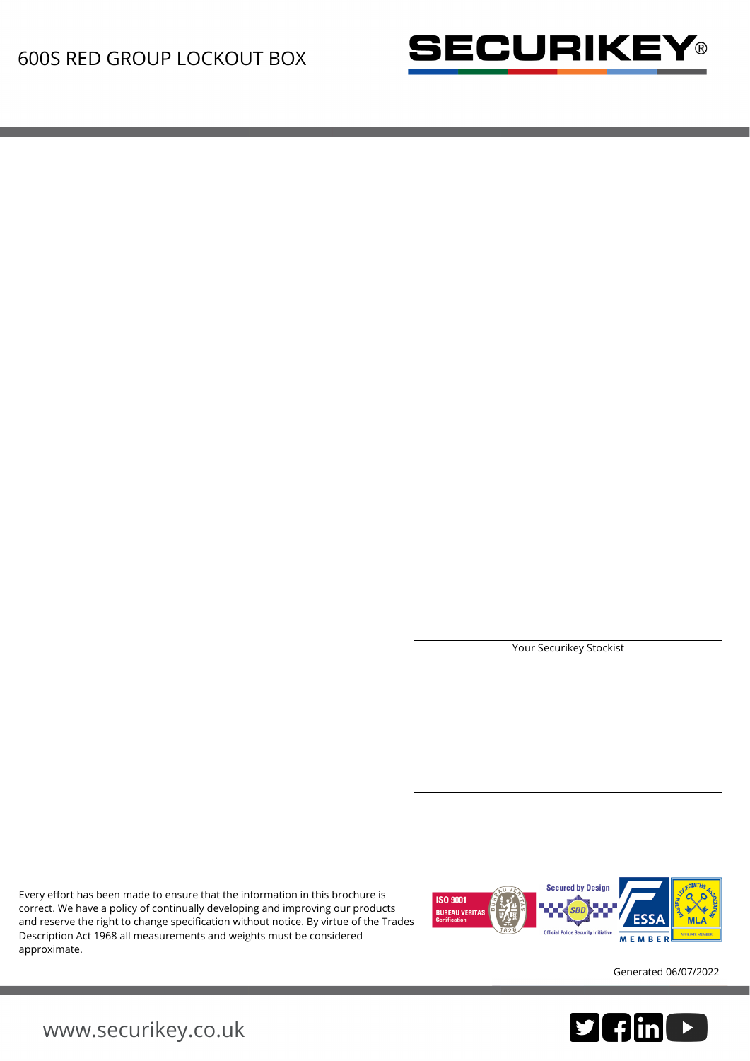Your Securikey Stockist

Every effort has been made to ensure that the information in this brochure is correct. We have a policy of continually developing and improving our products and reserve the right to change specification without notice. By virtue of the Trades Description Act 1968 all measurements and weights must be considered approximate.

Generated 06/07/2022

www.securikey.co.uk